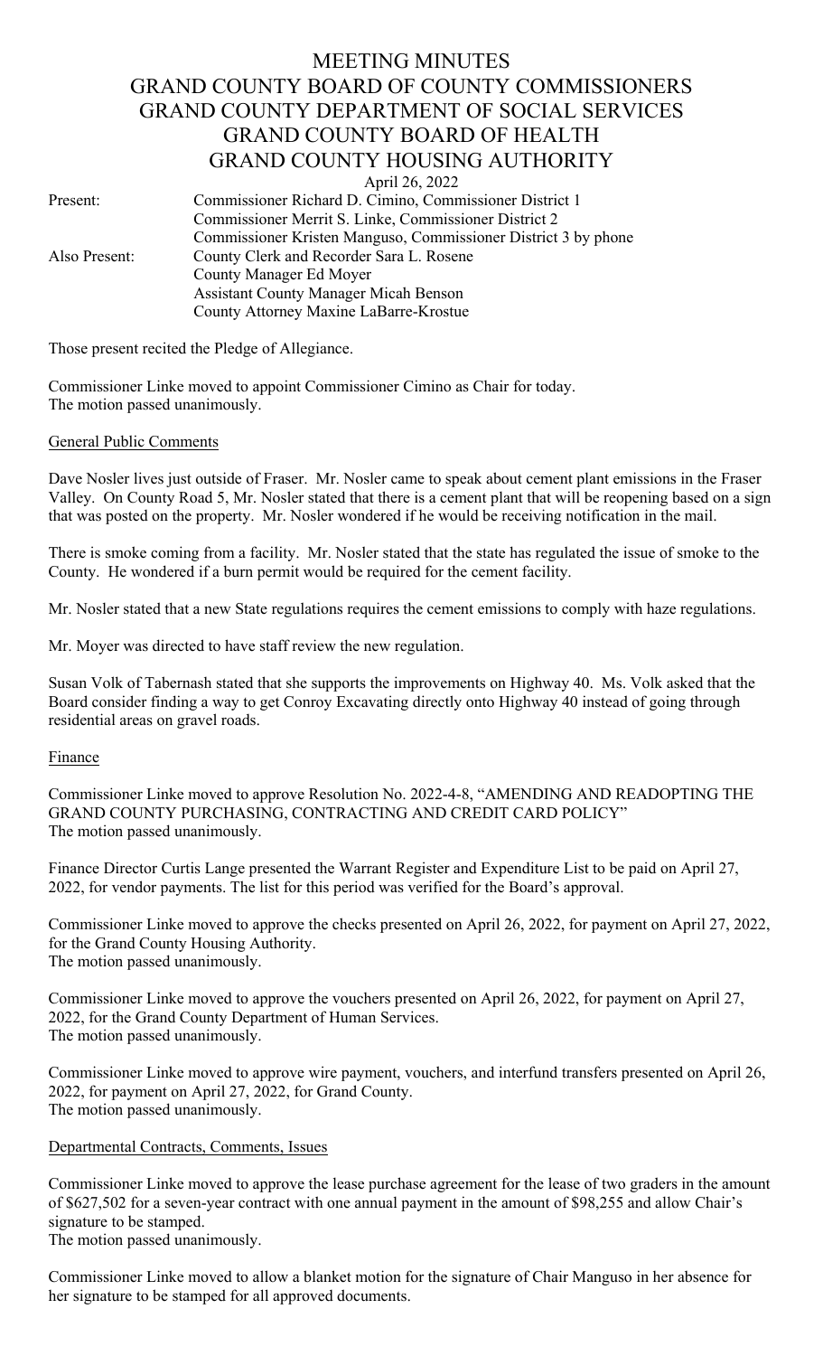# MEETING MINUTES
# GRAND COUNTY BOARD OF COUNTY COMMISSIONERS
# GRAND COUNTY DEPARTMENT OF SOCIAL SERVICES
# GRAND COUNTY BOARD OF HEALTH
# GRAND COUNTY HOUSING AUTHORITY

April 26, 2022

| | |
|---|---|
| Present: | Commissioner Richard D. Cimino, Commissioner District 1 |
| | Commissioner Merrit S. Linke, Commissioner District 2 |
| | Commissioner Kristen Manguso, Commissioner District 3 by phone |
| Also Present: | County Clerk and Recorder Sara L. Rosene |
| | County Manager Ed Moyer |
| | Assistant County Manager Micah Benson |
| | County Attorney Maxine LaBarre-Krostue |

Those present recited the Pledge of Allegiance.

Commissioner Linke moved to appoint Commissioner Cimino as Chair for today.
The motion passed unanimously.

## General Public Comments

Dave Nosler lives just outside of Fraser. Mr. Nosler came to speak about cement plant emissions in the Fraser Valley. On County Road 5, Mr. Nosler stated that there is a cement plant that will be reopening based on a sign that was posted on the property. Mr. Nosler wondered if he would be receiving notification in the mail.

There is smoke coming from a facility. Mr. Nosler stated that the state has regulated the issue of smoke to the County. He wondered if a burn permit would be required for the cement facility.

Mr. Nosler stated that a new State regulations requires the cement emissions to comply with haze regulations.

Mr. Moyer was directed to have staff review the new regulation.

Susan Volk of Tabernash stated that she supports the improvements on Highway 40. Ms. Volk asked that the Board consider finding a way to get Conroy Excavating directly onto Highway 40 instead of going through residential areas on gravel roads.

## Finance

Commissioner Linke moved to approve Resolution No. 2022-4-8, "AMENDING AND READOPTING THE GRAND COUNTY PURCHASING, CONTRACTING AND CREDIT CARD POLICY"
The motion passed unanimously.

Finance Director Curtis Lange presented the Warrant Register and Expenditure List to be paid on April 27, 2022, for vendor payments. The list for this period was verified for the Board's approval.

Commissioner Linke moved to approve the checks presented on April 26, 2022, for payment on April 27, 2022, for the Grand County Housing Authority.
The motion passed unanimously.

Commissioner Linke moved to approve the vouchers presented on April 26, 2022, for payment on April 27, 2022, for the Grand County Department of Human Services.
The motion passed unanimously.

Commissioner Linke moved to approve wire payment, vouchers, and interfund transfers presented on April 26, 2022, for payment on April 27, 2022, for Grand County.
The motion passed unanimously.

## Departmental Contracts, Comments, Issues

Commissioner Linke moved to approve the lease purchase agreement for the lease of two graders in the amount of $627,502 for a seven-year contract with one annual payment in the amount of $98,255 and allow Chair's signature to be stamped.
The motion passed unanimously.

Commissioner Linke moved to allow a blanket motion for the signature of Chair Manguso in her absence for her signature to be stamped for all approved documents.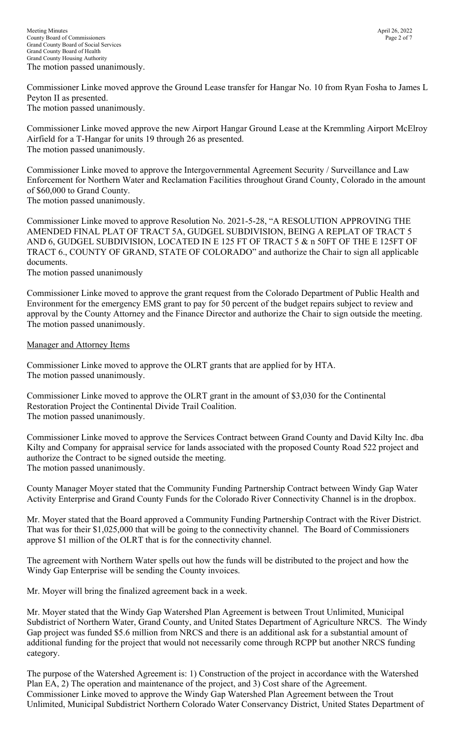The motion passed unanimously.

Commissioner Linke moved approve the Ground Lease transfer for Hangar No. 10 from Ryan Fosha to James L Peyton II as presented.
The motion passed unanimously.

Commissioner Linke moved approve the new Airport Hangar Ground Lease at the Kremmling Airport McElroy Airfield for a T-Hangar for units 19 through 26 as presented.
The motion passed unanimously.

Commissioner Linke moved to approve the Intergovernmental Agreement Security / Surveillance and Law Enforcement for Northern Water and Reclamation Facilities throughout Grand County, Colorado in the amount of $60,000 to Grand County.
The motion passed unanimously.

Commissioner Linke moved to approve Resolution No. 2021-5-28, "A RESOLUTION APPROVING THE AMENDED FINAL PLAT OF TRACT 5A, GUDGEL SUBDIVISION, BEING A REPLAT OF TRACT 5 AND 6, GUDGEL SUBDIVISION, LOCATED IN E 125 FT OF TRACT 5 & n 50FT OF THE E 125FT OF TRACT 6., COUNTY OF GRAND, STATE OF COLORADO" and authorize the Chair to sign all applicable documents.
The motion passed unanimously

Commissioner Linke moved to approve the grant request from the Colorado Department of Public Health and Environment for the emergency EMS grant to pay for 50 percent of the budget repairs subject to review and approval by the County Attorney and the Finance Director and authorize the Chair to sign outside the meeting.
The motion passed unanimously.

Manager and Attorney Items

Commissioner Linke moved to approve the OLRT grants that are applied for by HTA.
The motion passed unanimously.

Commissioner Linke moved to approve the OLRT grant in the amount of $3,030 for the Continental Restoration Project the Continental Divide Trail Coalition.
The motion passed unanimously.

Commissioner Linke moved to approve the Services Contract between Grand County and David Kilty Inc. dba Kilty and Company for appraisal service for lands associated with the proposed County Road 522 project and authorize the Contract to be signed outside the meeting.
The motion passed unanimously.

County Manager Moyer stated that the Community Funding Partnership Contract between Windy Gap Water Activity Enterprise and Grand County Funds for the Colorado River Connectivity Channel is in the dropbox.

Mr. Moyer stated that the Board approved a Community Funding Partnership Contract with the River District. That was for their $1,025,000 that will be going to the connectivity channel. The Board of Commissioners approve $1 million of the OLRT that is for the connectivity channel.

The agreement with Northern Water spells out how the funds will be distributed to the project and how the Windy Gap Enterprise will be sending the County invoices.

Mr. Moyer will bring the finalized agreement back in a week.

Mr. Moyer stated that the Windy Gap Watershed Plan Agreement is between Trout Unlimited, Municipal Subdistrict of Northern Water, Grand County, and United States Department of Agriculture NRCS. The Windy Gap project was funded $5.6 million from NRCS and there is an additional ask for a substantial amount of additional funding for the project that would not necessarily come through RCPP but another NRCS funding category.

The purpose of the Watershed Agreement is: 1) Construction of the project in accordance with the Watershed Plan EA, 2) The operation and maintenance of the project, and 3) Cost share of the Agreement.
Commissioner Linke moved to approve the Windy Gap Watershed Plan Agreement between the Trout Unlimited, Municipal Subdistrict Northern Colorado Water Conservancy District, United States Department of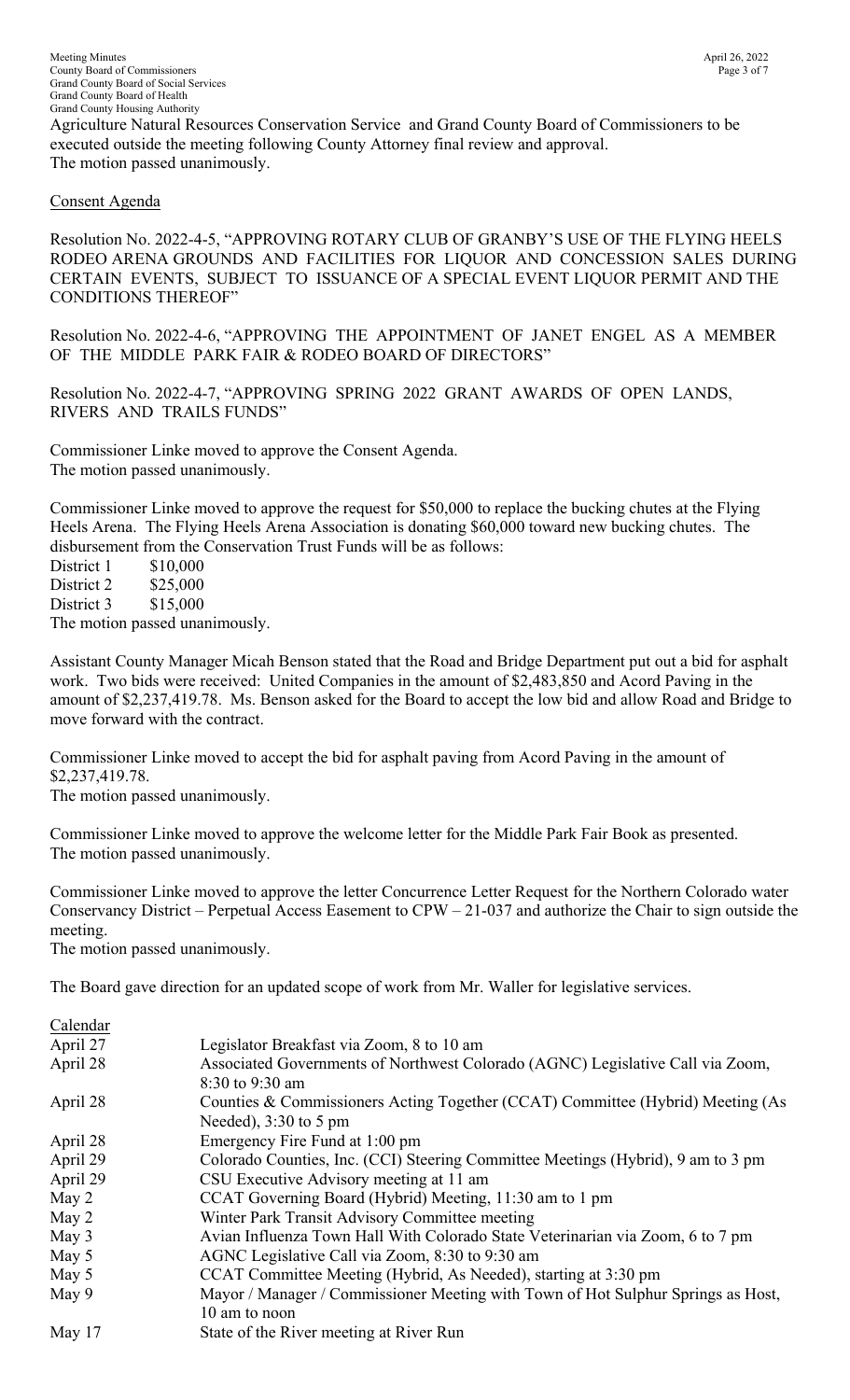Agriculture Natural Resources Conservation Service and Grand County Board of Commissioners to be executed outside the meeting following County Attorney final review and approval.
The motion passed unanimously.

Consent Agenda

Resolution No. 2022-4-5, "APPROVING ROTARY CLUB OF GRANBY'S USE OF THE FLYING HEELS RODEO ARENA GROUNDS AND FACILITIES FOR LIQUOR AND CONCESSION SALES DURING CERTAIN EVENTS, SUBJECT TO ISSUANCE OF A SPECIAL EVENT LIQUOR PERMIT AND THE CONDITIONS THEREOF"

Resolution No. 2022-4-6, "APPROVING THE APPOINTMENT OF JANET ENGEL AS A MEMBER OF THE MIDDLE PARK FAIR & RODEO BOARD OF DIRECTORS"

Resolution No. 2022-4-7, "APPROVING SPRING 2022 GRANT AWARDS OF OPEN LANDS, RIVERS AND TRAILS FUNDS"

Commissioner Linke moved to approve the Consent Agenda.
The motion passed unanimously.

Commissioner Linke moved to approve the request for $50,000 to replace the bucking chutes at the Flying Heels Arena. The Flying Heels Arena Association is donating $60,000 toward new bucking chutes. The disbursement from the Conservation Trust Funds will be as follows:

District 1 $10,000
District 2 $25,000
District 3 $15,000

The motion passed unanimously.

Assistant County Manager Micah Benson stated that the Road and Bridge Department put out a bid for asphalt work. Two bids were received: United Companies in the amount of $2,483,850 and Acord Paving in the amount of $2,237,419.78. Ms. Benson asked for the Board to accept the low bid and allow Road and Bridge to move forward with the contract.

Commissioner Linke moved to accept the bid for asphalt paving from Acord Paving in the amount of $2,237,419.78.
The motion passed unanimously.

Commissioner Linke moved to approve the welcome letter for the Middle Park Fair Book as presented.
The motion passed unanimously.

Commissioner Linke moved to approve the letter Concurrence Letter Request for the Northern Colorado water Conservancy District – Perpetual Access Easement to CPW – 21-037 and authorize the Chair to sign outside the meeting.
The motion passed unanimously.

The Board gave direction for an updated scope of work from Mr. Waller for legislative services.

Calendar

| | |
|---|---|
| April 27 | Legislator Breakfast via Zoom, 8 to 10 am |
| April 28 | Associated Governments of Northwest Colorado (AGNC) Legislative Call via Zoom, 8:30 to 9:30 am |
| April 28 | Counties & Commissioners Acting Together (CCAT) Committee (Hybrid) Meeting (As Needed), 3:30 to 5 pm |
| April 28 | Emergency Fire Fund at 1:00 pm |
| April 29 | Colorado Counties, Inc. (CCI) Steering Committee Meetings (Hybrid), 9 am to 3 pm |
| April 29 | CSU Executive Advisory meeting at 11 am |
| May 2 | CCAT Governing Board (Hybrid) Meeting, 11:30 am to 1 pm |
| May 2 | Winter Park Transit Advisory Committee meeting |
| May 3 | Avian Influenza Town Hall With Colorado State Veterinarian via Zoom, 6 to 7 pm |
| May 5 | AGNC Legislative Call via Zoom, 8:30 to 9:30 am |
| May 5 | CCAT Committee Meeting (Hybrid, As Needed), starting at 3:30 pm |
| May 9 | Mayor / Manager / Commissioner Meeting with Town of Hot Sulphur Springs as Host, 10 am to noon |
| May 17 | State of the River meeting at River Run |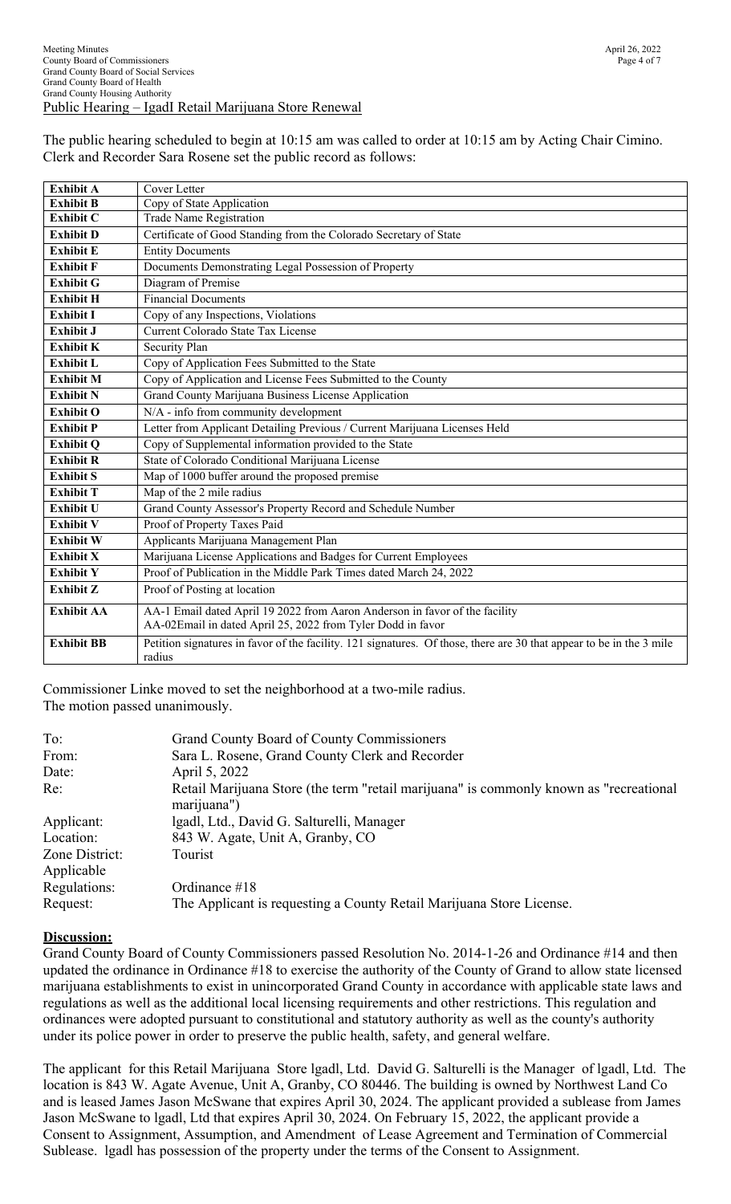Public Hearing – IgadI Retail Marijuana Store Renewal

The public hearing scheduled to begin at 10:15 am was called to order at 10:15 am by Acting Chair Cimino. Clerk and Recorder Sara Rosene set the public record as follows:

| | |
|---|---|
| **Exhibit A** | Cover Letter |
| **Exhibit B** | Copy of State Application |
| **Exhibit C** | Trade Name Registration |
| **Exhibit D** | Certificate of Good Standing from the Colorado Secretary of State |
| **Exhibit E** | Entity Documents |
| **Exhibit F** | Documents Demonstrating Legal Possession of Property |
| **Exhibit G** | Diagram of Premise |
| **Exhibit H** | Financial Documents |
| **Exhibit I** | Copy of any Inspections, Violations |
| **Exhibit J** | Current Colorado State Tax License |
| **Exhibit K** | Security Plan |
| **Exhibit L** | Copy of Application Fees Submitted to the State |
| **Exhibit M** | Copy of Application and License Fees Submitted to the County |
| **Exhibit N** | Grand County Marijuana Business License Application |
| **Exhibit O** | N/A - info from community development |
| **Exhibit P** | Letter from Applicant Detailing Previous / Current Marijuana Licenses Held |
| **Exhibit Q** | Copy of Supplemental information provided to the State |
| **Exhibit R** | State of Colorado Conditional Marijuana License |
| **Exhibit S** | Map of 1000 buffer around the proposed premise |
| **Exhibit T** | Map of the 2 mile radius |
| **Exhibit U** | Grand County Assessor's Property Record and Schedule Number |
| **Exhibit V** | Proof of Property Taxes Paid |
| **Exhibit W** | Applicants Marijuana Management Plan |
| **Exhibit X** | Marijuana License Applications and Badges for Current Employees |
| **Exhibit Y** | Proof of Publication in the Middle Park Times dated March 24, 2022 |
| **Exhibit Z** | Proof of Posting at location |
| **Exhibit AA** | AA-1 Email dated April 19 2022 from Aaron Anderson in favor of the facility<br>AA-02Email in dated April 25, 2022 from Tyler Dodd in favor |
| **Exhibit BB** | Petition signatures in favor of the facility. 121 signatures. Of those, there are 30 that appear to be in the 3 mile radius |

Commissioner Linke moved to set the neighborhood at a two-mile radius.
The motion passed unanimously.

| | |
|---|---|
| To: | Grand County Board of County Commissioners |
| From: | Sara L. Rosene, Grand County Clerk and Recorder |
| Date: | April 5, 2022 |
| Re: | Retail Marijuana Store (the term "retail marijuana" is commonly known as "recreational marijuana") |
| Applicant: | lgadl, Ltd., David G. Salturelli, Manager |
| Location: | 843 W. Agate, Unit A, Granby, CO |
| Zone District: | Tourist |
| Applicable Regulations: | Ordinance #18 |
| Request: | The Applicant is requesting a County Retail Marijuana Store License. |

**Discussion:**

Grand County Board of County Commissioners passed Resolution No. 2014-1-26 and Ordinance #14 and then updated the ordinance in Ordinance #18 to exercise the authority of the County of Grand to allow state licensed marijuana establishments to exist in unincorporated Grand County in accordance with applicable state laws and regulations as well as the additional local licensing requirements and other restrictions. This regulation and ordinances were adopted pursuant to constitutional and statutory authority as well as the county's authority under its police power in order to preserve the public health, safety, and general welfare.

The applicant for this Retail Marijuana Store lgadl, Ltd. David G. Salturelli is the Manager of lgadl, Ltd. The location is 843 W. Agate Avenue, Unit A, Granby, CO 80446. The building is owned by Northwest Land Co and is leased James Jason McSwane that expires April 30, 2024. The applicant provided a sublease from James Jason McSwane to lgadl, Ltd that expires April 30, 2024. On February 15, 2022, the applicant provide a Consent to Assignment, Assumption, and Amendment of Lease Agreement and Termination of Commercial Sublease. lgadl has possession of the property under the terms of the Consent to Assignment.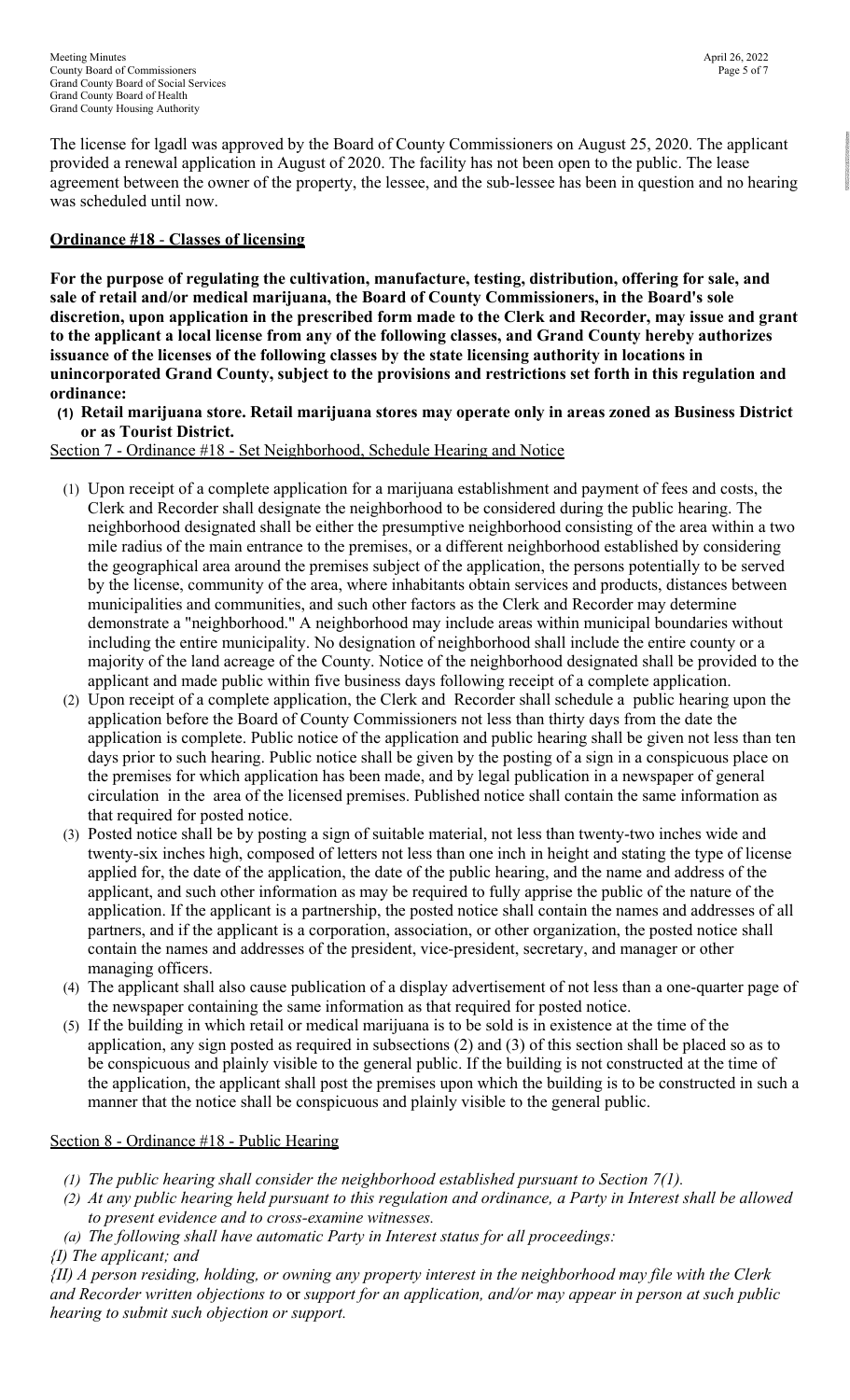The license for lgadl was approved by the Board of County Commissioners on August 25, 2020. The applicant provided a renewal application in August of 2020. The facility has not been open to the public. The lease agreement between the owner of the property, the lessee, and the sub-lessee has been in question and no hearing was scheduled until now.

**Ordinance #18 - Classes of licensing**

**For the purpose of regulating the cultivation, manufacture, testing, distribution, offering for sale, and sale of retail and/or medical marijuana, the Board of County Commissioners, in the Board's sole discretion, upon application in the prescribed form made to the Clerk and Recorder, may issue and grant to the applicant a local license from any of the following classes, and Grand County hereby authorizes issuance of the licenses of the following classes by the state licensing authority in locations in unincorporated Grand County, subject to the provisions and restrictions set forth in this regulation and ordinance:**

**(1) Retail marijuana store. Retail marijuana stores may operate only in areas zoned as Business District or as Tourist District.**

Section 7 - Ordinance #18 - Set Neighborhood, Schedule Hearing and Notice

(1) Upon receipt of a complete application for a marijuana establishment and payment of fees and costs, the Clerk and Recorder shall designate the neighborhood to be considered during the public hearing. The neighborhood designated shall be either the presumptive neighborhood consisting of the area within a two mile radius of the main entrance to the premises, or a different neighborhood established by considering the geographical area around the premises subject of the application, the persons potentially to be served by the license, community of the area, where inhabitants obtain services and products, distances between municipalities and communities, and such other factors as the Clerk and Recorder may determine demonstrate a "neighborhood." A neighborhood may include areas within municipal boundaries without including the entire municipality. No designation of neighborhood shall include the entire county or a majority of the land acreage of the County. Notice of the neighborhood designated shall be provided to the applicant and made public within five business days following receipt of a complete application.

(2) Upon receipt of a complete application, the Clerk and Recorder shall schedule a public hearing upon the application before the Board of County Commissioners not less than thirty days from the date the application is complete. Public notice of the application and public hearing shall be given not less than ten days prior to such hearing. Public notice shall be given by the posting of a sign in a conspicuous place on the premises for which application has been made, and by legal publication in a newspaper of general circulation in the area of the licensed premises. Published notice shall contain the same information as that required for posted notice.

(3) Posted notice shall be by posting a sign of suitable material, not less than twenty-two inches wide and twenty-six inches high, composed of letters not less than one inch in height and stating the type of license applied for, the date of the application, the date of the public hearing, and the name and address of the applicant, and such other information as may be required to fully apprise the public of the nature of the application. If the applicant is a partnership, the posted notice shall contain the names and addresses of all partners, and if the applicant is a corporation, association, or other organization, the posted notice shall contain the names and addresses of the president, vice-president, secretary, and manager or other managing officers.

(4) The applicant shall also cause publication of a display advertisement of not less than a one-quarter page of the newspaper containing the same information as that required for posted notice.

(5) If the building in which retail or medical marijuana is to be sold is in existence at the time of the application, any sign posted as required in subsections (2) and (3) of this section shall be placed so as to be conspicuous and plainly visible to the general public. If the building is not constructed at the time of the application, the applicant shall post the premises upon which the building is to be constructed in such a manner that the notice shall be conspicuous and plainly visible to the general public.

Section 8 - Ordinance #18 - Public Hearing

*(1) The public hearing shall consider the neighborhood established pursuant to Section 7(1).*

*(2) At any public hearing held pursuant to this regulation and ordinance, a Party in Interest shall be allowed to present evidence and to cross-examine witnesses.*

*(a) The following shall have automatic Party in Interest status for all proceedings:*

*{I) The applicant; and*

*{II) A person residing, holding, or owning any property interest in the neighborhood may file with the Clerk and Recorder written objections to* or *support for an application, and/or may appear in person at such public hearing to submit such objection or support.*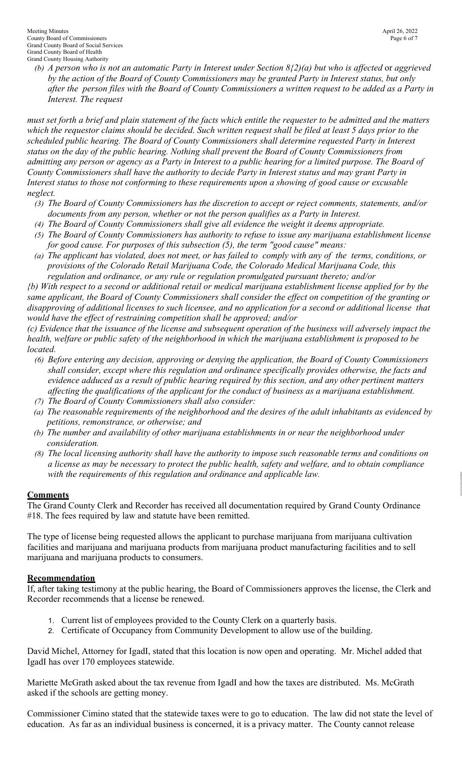*(b) A person who is not an automatic Party in Interest under Section 8{2)(a) but who is affected* or *aggrieved by the action of the Board of County Commissioners may be granted Party in Interest status, but only after the person files with the Board of County Commissioners a written request to be added as a Party in Interest. The request*

*must set forth a brief and plain statement of the facts which entitle the requester to be admitted and the matters which the requestor claims should be decided. Such written request shall be filed at least 5 days prior to the scheduled public hearing. The Board of County Commissioners shall determine requested Party in Interest status on the day of the public hearing. Nothing shall prevent the Board of County Commissioners from admitting any person or agency as a Party in Interest to a public hearing for a limited purpose. The Board of County Commissioners shall have the authority to decide Party in Interest status and may grant Party in Interest status to those not conforming to these requirements upon a showing of good cause or excusable neglect.*

*(3) The Board of County Commissioners has the discretion to accept or reject comments, statements, and/or documents from any person, whether or not the person qualifies as a Party in Interest.*

*(4) The Board of County Commissioners shall give all evidence the weight it deems appropriate.*

*(5) The Board of County Commissioners has authority to refuse to issue any marijuana establishment license for good cause. For purposes of this subsection (5), the term "good cause" means:*

*(a) The applicant has violated, does not meet, or has failed to comply with any of the terms, conditions, or provisions of the Colorado Retail Marijuana Code, the Colorado Medical Marijuana Code, this regulation and ordinance, or any rule or regulation promulgated pursuant thereto; and/or*

*{b) With respect to a second or additional retail or medical marijuana establishment license applied for by the same applicant, the Board of County Commissioners shall consider the effect on competition of the granting or disapproving of additional licenses to such licensee, and no application for a second or additional license that would have the effect of restraining competition shall be approved; and/or*

*(c) Evidence that the issuance of the license and subsequent operation of the business will adversely impact the health, welfare or public safety of the neighborhood in which the marijuana establishment is proposed to be located.*

*(6) Before entering any decision, approving or denying the application, the Board of County Commissioners shall consider, except where this regulation and ordinance specifically provides otherwise, the facts and evidence adduced as a result of public hearing required by this section, and any other pertinent matters affecting the qualifications of the applicant for the conduct of business as a marijuana establishment.*

*(7) The Board of County Commissioners shall also consider:*

*(a) The reasonable requirements of the neighborhood and the desires of the adult inhabitants as evidenced by petitions, remonstrance, or otherwise; and*

*(b) The number and availability of other marijuana establishments in or near the neighborhood under consideration.*

*(8) The local licensing authority shall have the authority to impose such reasonable terms and conditions on a license as may be necessary to protect the public health, safety and welfare, and to obtain compliance with the requirements of this regulation and ordinance and applicable law.*

**Comments**

The Grand County Clerk and Recorder has received all documentation required by Grand County Ordinance #18. The fees required by law and statute have been remitted.

The type of license being requested allows the applicant to purchase marijuana from marijuana cultivation facilities and marijuana and marijuana products from marijuana product manufacturing facilities and to sell marijuana and marijuana products to consumers.

**Recommendation**

If, after taking testimony at the public hearing, the Board of Commissioners approves the license, the Clerk and Recorder recommends that a license be renewed.

1. Current list of employees provided to the County Clerk on a quarterly basis.
2. Certificate of Occupancy from Community Development to allow use of the building.

David Michel, Attorney for IgadI, stated that this location is now open and operating. Mr. Michel added that IgadI has over 170 employees statewide.

Mariette McGrath asked about the tax revenue from IgadI and how the taxes are distributed. Ms. McGrath asked if the schools are getting money.

Commissioner Cimino stated that the statewide taxes were to go to education. The law did not state the level of education. As far as an individual business is concerned, it is a privacy matter. The County cannot release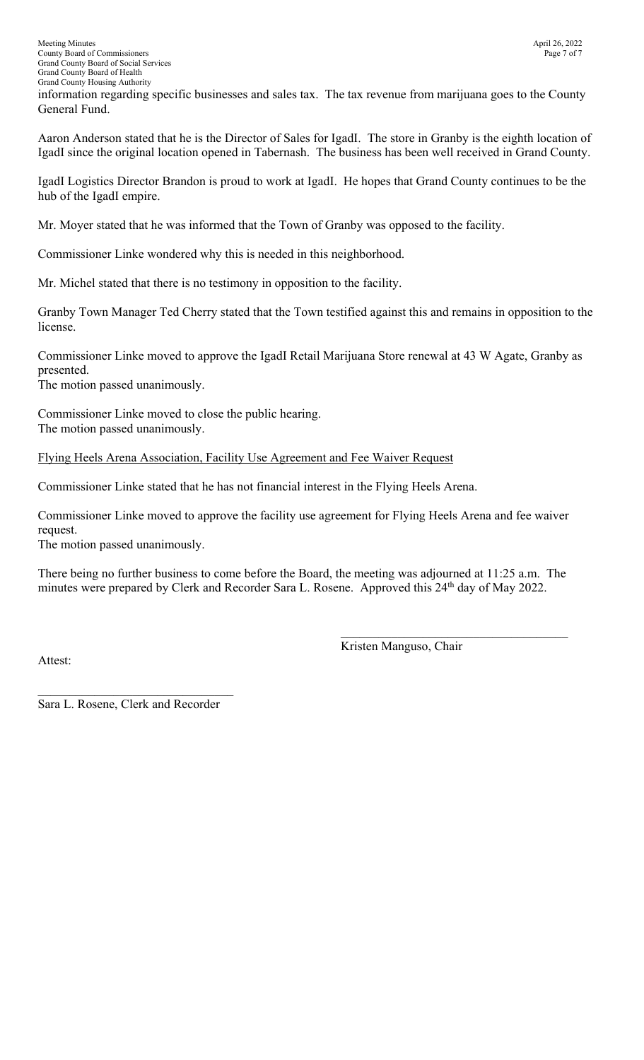information regarding specific businesses and sales tax. The tax revenue from marijuana goes to the County General Fund.

Aaron Anderson stated that he is the Director of Sales for IgadI. The store in Granby is the eighth location of IgadI since the original location opened in Tabernash. The business has been well received in Grand County.

IgadI Logistics Director Brandon is proud to work at IgadI. He hopes that Grand County continues to be the hub of the IgadI empire.

Mr. Moyer stated that he was informed that the Town of Granby was opposed to the facility.

Commissioner Linke wondered why this is needed in this neighborhood.

Mr. Michel stated that there is no testimony in opposition to the facility.

Granby Town Manager Ted Cherry stated that the Town testified against this and remains in opposition to the license.

Commissioner Linke moved to approve the IgadI Retail Marijuana Store renewal at 43 W Agate, Granby as presented.
The motion passed unanimously.

Commissioner Linke moved to close the public hearing.
The motion passed unanimously.

Flying Heels Arena Association, Facility Use Agreement and Fee Waiver Request

Commissioner Linke stated that he has not financial interest in the Flying Heels Arena.

Commissioner Linke moved to approve the facility use agreement for Flying Heels Arena and fee waiver request.
The motion passed unanimously.

There being no further business to come before the Board, the meeting was adjourned at 11:25 a.m. The minutes were prepared by Clerk and Recorder Sara L. Rosene. Approved this 24th day of May 2022.

\_\_\_\_\_\_\_\_\_\_\_\_\_\_\_\_\_\_\_\_\_\_\_\_\_\_\_\_\_\_\_\_\_\_\_\_
Kristen Manguso, Chair

Attest:

\_\_\_\_\_\_\_\_\_\_\_\_\_\_\_\_\_\_\_\_\_\_\_\_\_\_\_\_\_\_\_\_
Sara L. Rosene, Clerk and Recorder